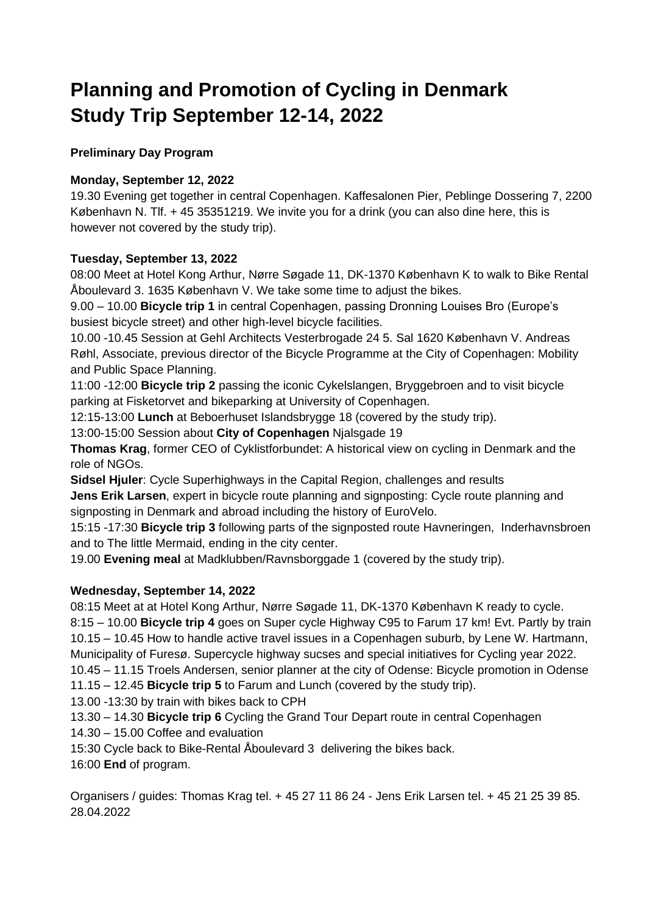# Planning and Promotion of Cycling in Denmark
# Study Trip September 12-14, 2022

**Preliminary Day Program**

**Monday, September 12, 2022**

19.30 Evening get together in central Copenhagen. Kaffesalonen Pier, Peblinge Dossering 7, 2200 København N. Tlf. + 45 35351219. We invite you for a drink (you can also dine here, this is however not covered by the study trip).

**Tuesday, September 13, 2022**

08:00 Meet at Hotel Kong Arthur, Nørre Søgade 11, DK-1370 København K to walk to Bike Rental Åboulevard 3. 1635 København V. We take some time to adjust the bikes.

9.00 – 10.00 **Bicycle trip 1** in central Copenhagen, passing Dronning Louises Bro (Europe's busiest bicycle street) and other high-level bicycle facilities.

10.00 -10.45 Session at Gehl Architects Vesterbrogade 24 5. Sal 1620 København V. Andreas Røhl, Associate, previous director of the Bicycle Programme at the City of Copenhagen: Mobility and Public Space Planning.

11:00 -12:00 **Bicycle trip 2** passing the iconic Cykelslangen, Bryggebroen and to visit bicycle parking at Fisketorvet and bikeparking at University of Copenhagen.

12:15-13:00 **Lunch** at Beboerhuset Islandsbrygge 18 (covered by the study trip).

13:00-15:00 Session about **City of Copenhagen** Njalsgade 19

**Thomas Krag**, former CEO of Cyklistforbundet: A historical view on cycling in Denmark and the role of NGOs.

**Sidsel Hjuler**: Cycle Superhighways in the Capital Region, challenges and results

**Jens Erik Larsen**, expert in bicycle route planning and signposting: Cycle route planning and signposting in Denmark and abroad including the history of EuroVelo.

15:15 -17:30 **Bicycle trip 3** following parts of the signposted route Havneringen, Inderhavnsbroen and to The little Mermaid, ending in the city center.

19.00 **Evening meal** at Madklubben/Ravnsborggade 1 (covered by the study trip).

**Wednesday, September 14, 2022**

08:15 Meet at at Hotel Kong Arthur, Nørre Søgade 11, DK-1370 København K ready to cycle.

8:15 – 10.00 **Bicycle trip 4** goes on Super cycle Highway C95 to Farum 17 km! Evt. Partly by train

10.15 – 10.45 How to handle active travel issues in a Copenhagen suburb, by Lene W. Hartmann, Municipality of Furesø. Supercycle highway sucses and special initiatives for Cycling year 2022.

10.45 – 11.15 Troels Andersen, senior planner at the city of Odense: Bicycle promotion in Odense

11.15 – 12.45 **Bicycle trip 5** to Farum and Lunch (covered by the study trip).

13.00 -13:30 by train with bikes back to CPH

13.30 – 14.30 **Bicycle trip 6** Cycling the Grand Tour Depart route in central Copenhagen

14.30 – 15.00 Coffee and evaluation

15:30 Cycle back to Bike-Rental Åboulevard 3 delivering the bikes back.

16:00 **End** of program.

Organisers / guides: Thomas Krag tel. + 45 27 11 86 24 - Jens Erik Larsen tel. + 45 21 25 39 85.
28.04.2022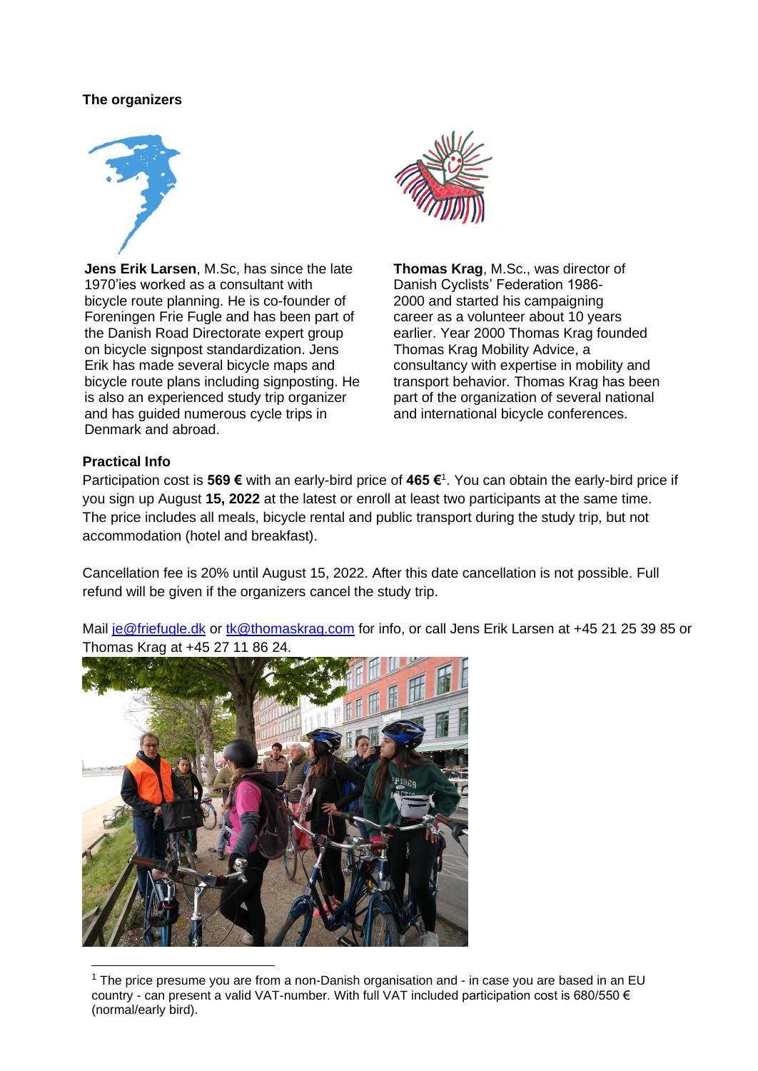**The organizers**

**Jens Erik Larsen**, M.Sc, has since the late 1970'ies worked as a consultant with bicycle route planning. He is co-founder of Foreningen Frie Fugle and has been part of the Danish Road Directorate expert group on bicycle signpost standardization. Jens Erik has made several bicycle maps and bicycle route plans including signposting. He is also an experienced study trip organizer and has guided numerous cycle trips in Denmark and abroad.

**Thomas Krag**, M.Sc., was director of Danish Cyclists' Federation 1986-2000 and started his campaigning career as a volunteer about 10 years earlier. Year 2000 Thomas Krag founded Thomas Krag Mobility Advice, a consultancy with expertise in mobility and transport behavior. Thomas Krag has been part of the organization of several national and international bicycle conferences.

**Practical Info**

Participation cost is **569 €** with an early-bird price of **465 €**[1]. You can obtain the early-bird price if you sign up August **15, 2022** at the latest or enroll at least two participants at the same time. The price includes all meals, bicycle rental and public transport during the study trip, but not accommodation (hotel and breakfast).

Cancellation fee is 20% until August 15, 2022. After this date cancellation is not possible. Full refund will be given if the organizers cancel the study trip.

Mail je@friefugle.dk or tk@thomaskrag.com for info, or call Jens Erik Larsen at +45 21 25 39 85 or Thomas Krag at +45 27 11 86 24.

[1] The price presume you are from a non-Danish organisation and - in case you are based in an EU country - can present a valid VAT-number. With full VAT included participation cost is 680/550 € (normal/early bird).